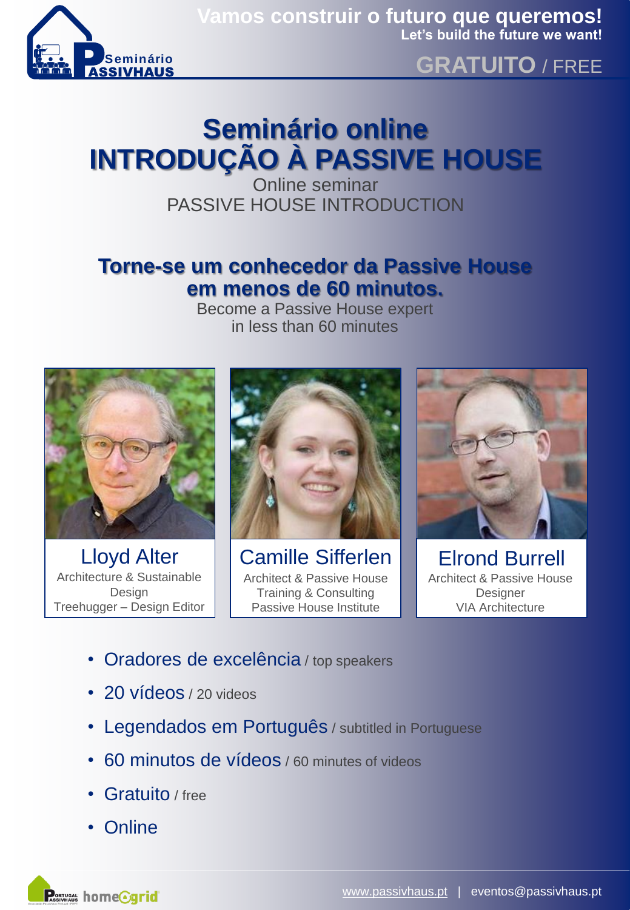Seminário PASSIVHAUS

**Vamos construir o futuro que queremos!**
**Let's build the future we want!**

**GRATUITO** / FREE

# Seminário online
# INTRODUÇÃO À PASSIVE HOUSE

Online seminar
PASSIVE HOUSE INTRODUCTION

## Torne-se um conhecedor da Passive House em menos de 60 minutos.

Become a Passive House expert
in less than 60 minutes

**Lloyd Alter**
Architecture & Sustainable Design
Treehugger – Design Editor

**Camille Sifferlen**
Architect & Passive House Training & Consulting
Passive House Institute

**Elrond Burrell**
Architect & Passive House Designer
VIA Architecture

- Oradores de excelência / top speakers
- 20 vídeos / 20 videos
- Legendados em Português / subtitled in Portuguese
- 60 minutos de vídeos / 60 minutes of videos
- Gratuito / free
- Online

Portugal Passivhaus | homegrid

www.passivhaus.pt | eventos@passivhaus.pt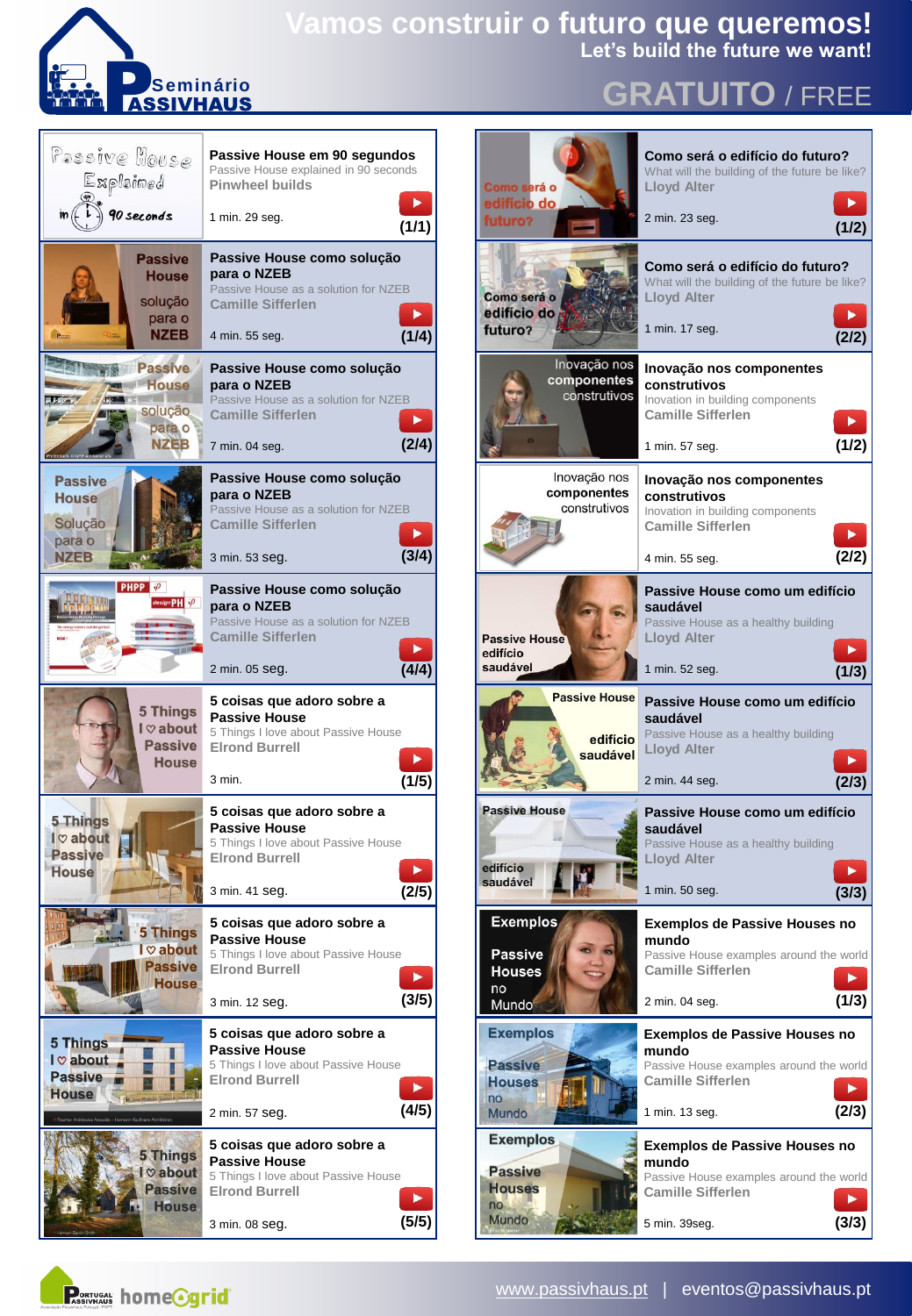# Vamos construir o futuro que queremos!

## Let's build the future we want!

Seminário PASSIVHAUS

## GRATUITO / FREE

**Passive House em 90 segundos**
Passive House explained in 90 seconds
Pinwheel builds
1 min. 29 seg. (1/1)

**Passive House como solução para o NZEB**
Passive House as a solution for NZEB
Camille Sifferlen
4 min. 55 seg. (1/4)

**Passive House como solução para o NZEB**
Passive House as a solution for NZEB
Camille Sifferlen
7 min. 04 seg. (2/4)

**Passive House como solução para o NZEB**
Passive House as a solution for NZEB
Camille Sifferlen
3 min. 53 seg. (3/4)

**Passive House como solução para o NZEB**
Passive House as a solution for NZEB
Camille Sifferlen
2 min. 05 seg. (4/4)

**5 coisas que adoro sobre a Passive House**
5 Things I love about Passive House
Elrond Burrell
3 min. (1/5)

**5 coisas que adoro sobre a Passive House**
5 Things I love about Passive House
Elrond Burrell
3 min. 41 seg. (2/5)

**5 coisas que adoro sobre a Passive House**
5 Things I love about Passive House
Elrond Burrell
3 min. 12 seg. (3/5)

**5 coisas que adoro sobre a Passive House**
5 Things I love about Passive House
Elrond Burrell
2 min. 57 seg. (4/5)

**5 coisas que adoro sobre a Passive House**
5 Things I love about Passive House
Elrond Burrell
3 min. 08 seg. (5/5)

**Como será o edifício do futuro?**
What will the building of the future be like?
Lloyd Alter
2 min. 23 seg. (1/2)

**Como será o edifício do futuro?**
What will the building of the future be like?
Lloyd Alter
1 min. 17 seg. (2/2)

**Inovação nos componentes construtivos**
Inovation in building components
Camille Sifferlen
1 min. 57 seg. (1/2)

**Inovação nos componentes construtivos**
Inovation in building components
Camille Sifferlen
4 min. 55 seg. (2/2)

**Passive House como um edifício saudável**
Passive House as a healthy building
Lloyd Alter
1 min. 52 seg. (1/3)

**Passive House como um edifício saudável**
Passive House as a healthy building
Lloyd Alter
2 min. 44 seg. (2/3)

**Passive House como um edifício saudável**
Passive House as a healthy building
Lloyd Alter
1 min. 50 seg. (3/3)

**Exemplos de Passive Houses no mundo**
Passive House examples around the world
Camille Sifferlen
2 min. 04 seg. (1/3)

**Exemplos de Passive Houses no mundo**
Passive House examples around the world
Camille Sifferlen
1 min. 13 seg. (2/3)

**Exemplos de Passive Houses no mundo**
Passive House examples around the world
Camille Sifferlen
5 min. 39seg. (3/3)

Portugal Passivhaus | homegrid

www.passivhaus.pt | eventos@passivhaus.pt